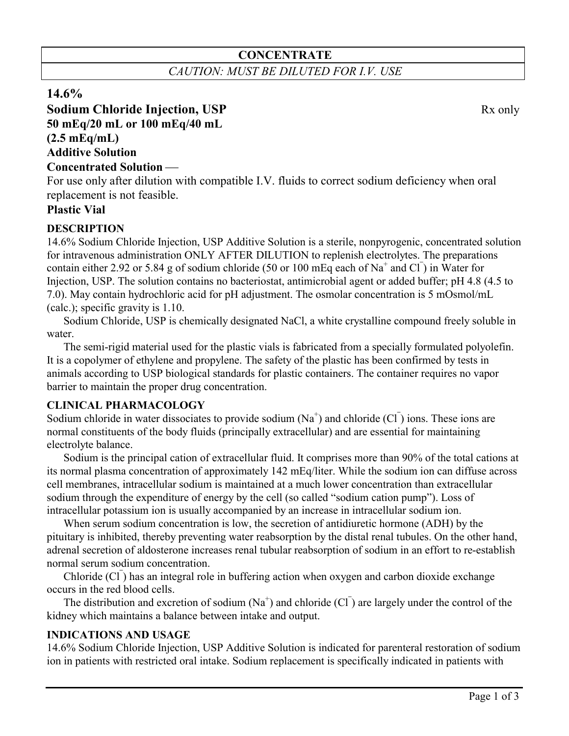**CONCENTRATE**

*CAUTION: MUST BE DILUTED FOR I.V. USE*

# 14.6% Sodium Chloride Injection, USP

Rx only

**50 mEq/20 mL or 100 mEq/40 mL**
**(2.5 mEq/mL)**
**Additive Solution**
**Concentrated Solution** —

For use only after dilution with compatible I.V. fluids to correct sodium deficiency when oral replacement is not feasible.

**Plastic Vial**

## DESCRIPTION

14.6% Sodium Chloride Injection, USP Additive Solution is a sterile, nonpyrogenic, concentrated solution for intravenous administration ONLY AFTER DILUTION to replenish electrolytes. The preparations contain either 2.92 or 5.84 g of sodium chloride (50 or 100 mEq each of $Na^+$ and $Cl^-$) in Water for Injection, USP. The solution contains no bacteriostat, antimicrobial agent or added buffer; pH 4.8 (4.5 to 7.0). May contain hydrochloric acid for pH adjustment. The osmolar concentration is 5 mOsmol/mL (calc.); specific gravity is 1.10.

Sodium Chloride, USP is chemically designated NaCl, a white crystalline compound freely soluble in water.

The semi-rigid material used for the plastic vials is fabricated from a specially formulated polyolefin. It is a copolymer of ethylene and propylene. The safety of the plastic has been confirmed by tests in animals according to USP biological standards for plastic containers. The container requires no vapor barrier to maintain the proper drug concentration.

## CLINICAL PHARMACOLOGY

Sodium chloride in water dissociates to provide sodium ($Na^+$) and chloride ($Cl^-$) ions. These ions are normal constituents of the body fluids (principally extracellular) and are essential for maintaining electrolyte balance.

Sodium is the principal cation of extracellular fluid. It comprises more than 90% of the total cations at its normal plasma concentration of approximately 142 mEq/liter. While the sodium ion can diffuse across cell membranes, intracellular sodium is maintained at a much lower concentration than extracellular sodium through the expenditure of energy by the cell (so called "sodium cation pump"). Loss of intracellular potassium ion is usually accompanied by an increase in intracellular sodium ion.

When serum sodium concentration is low, the secretion of antidiuretic hormone (ADH) by the pituitary is inhibited, thereby preventing water reabsorption by the distal renal tubules. On the other hand, adrenal secretion of aldosterone increases renal tubular reabsorption of sodium in an effort to re-establish normal serum sodium concentration.

Chloride ($Cl^-$) has an integral role in buffering action when oxygen and carbon dioxide exchange occurs in the red blood cells.

The distribution and excretion of sodium ($Na^+$) and chloride ($Cl^-$) are largely under the control of the kidney which maintains a balance between intake and output.

## INDICATIONS AND USAGE

14.6% Sodium Chloride Injection, USP Additive Solution is indicated for parenteral restoration of sodium ion in patients with restricted oral intake. Sodium replacement is specifically indicated in patients with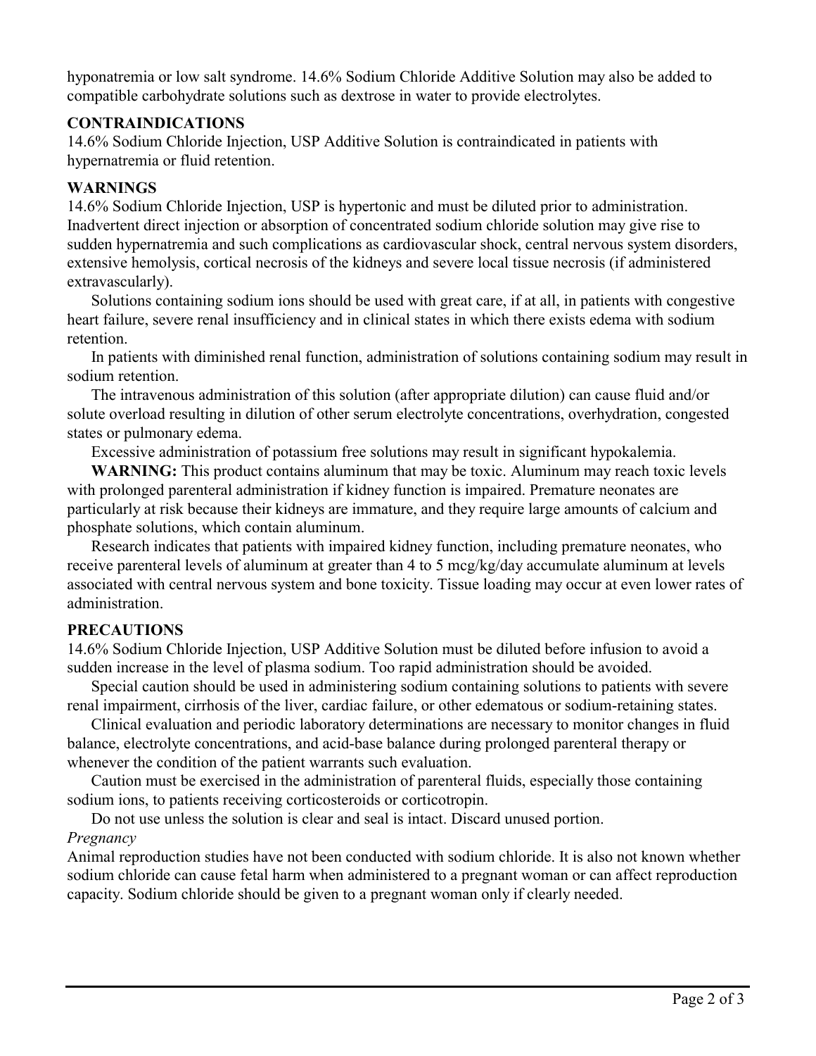hyponatremia or low salt syndrome. 14.6% Sodium Chloride Additive Solution may also be added to compatible carbohydrate solutions such as dextrose in water to provide electrolytes.

## CONTRAINDICATIONS

14.6% Sodium Chloride Injection, USP Additive Solution is contraindicated in patients with hypernatremia or fluid retention.

## WARNINGS

14.6% Sodium Chloride Injection, USP is hypertonic and must be diluted prior to administration. Inadvertent direct injection or absorption of concentrated sodium chloride solution may give rise to sudden hypernatremia and such complications as cardiovascular shock, central nervous system disorders, extensive hemolysis, cortical necrosis of the kidneys and severe local tissue necrosis (if administered extravascularly).

Solutions containing sodium ions should be used with great care, if at all, in patients with congestive heart failure, severe renal insufficiency and in clinical states in which there exists edema with sodium retention.

In patients with diminished renal function, administration of solutions containing sodium may result in sodium retention.

The intravenous administration of this solution (after appropriate dilution) can cause fluid and/or solute overload resulting in dilution of other serum electrolyte concentrations, overhydration, congested states or pulmonary edema.

Excessive administration of potassium free solutions may result in significant hypokalemia.

**WARNING:** This product contains aluminum that may be toxic. Aluminum may reach toxic levels with prolonged parenteral administration if kidney function is impaired. Premature neonates are particularly at risk because their kidneys are immature, and they require large amounts of calcium and phosphate solutions, which contain aluminum.

Research indicates that patients with impaired kidney function, including premature neonates, who receive parenteral levels of aluminum at greater than 4 to 5 mcg/kg/day accumulate aluminum at levels associated with central nervous system and bone toxicity. Tissue loading may occur at even lower rates of administration.

## PRECAUTIONS

14.6% Sodium Chloride Injection, USP Additive Solution must be diluted before infusion to avoid a sudden increase in the level of plasma sodium. Too rapid administration should be avoided.

Special caution should be used in administering sodium containing solutions to patients with severe renal impairment, cirrhosis of the liver, cardiac failure, or other edematous or sodium-retaining states.

Clinical evaluation and periodic laboratory determinations are necessary to monitor changes in fluid balance, electrolyte concentrations, and acid-base balance during prolonged parenteral therapy or whenever the condition of the patient warrants such evaluation.

Caution must be exercised in the administration of parenteral fluids, especially those containing sodium ions, to patients receiving corticosteroids or corticotropin.

Do not use unless the solution is clear and seal is intact. Discard unused portion.

*Pregnancy*

Animal reproduction studies have not been conducted with sodium chloride. It is also not known whether sodium chloride can cause fetal harm when administered to a pregnant woman or can affect reproduction capacity. Sodium chloride should be given to a pregnant woman only if clearly needed.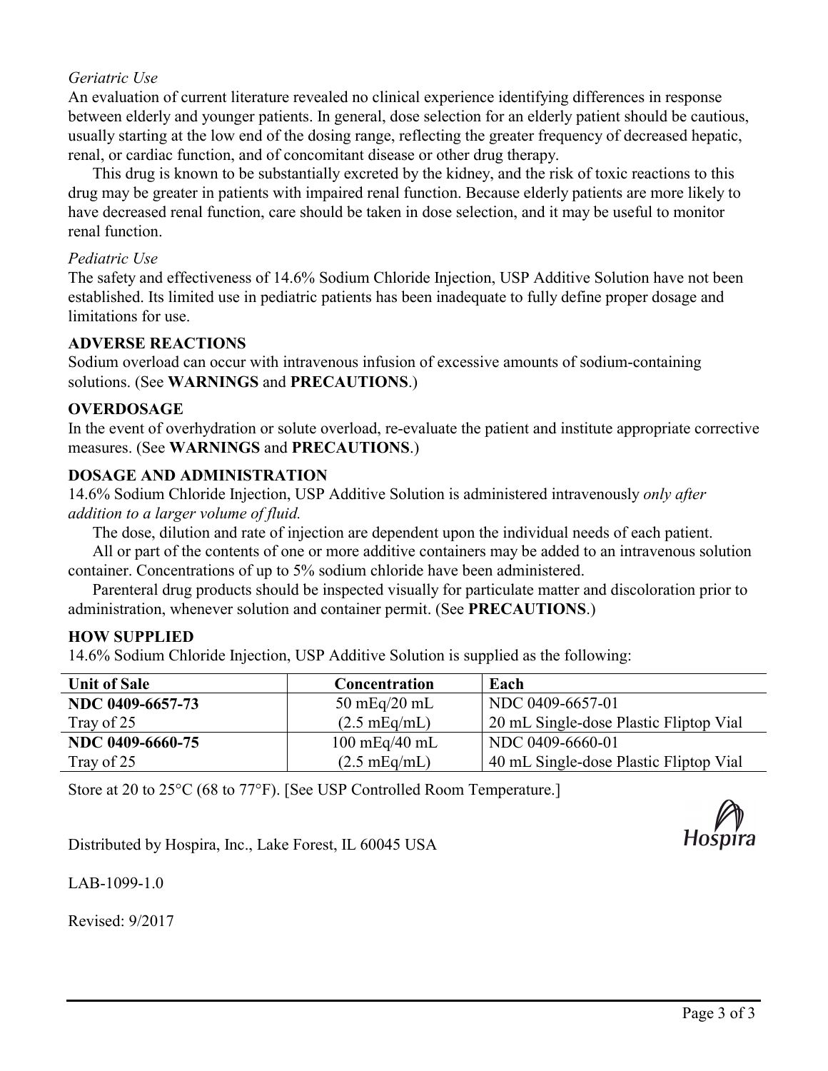*Geriatric Use*

An evaluation of current literature revealed no clinical experience identifying differences in response between elderly and younger patients. In general, dose selection for an elderly patient should be cautious, usually starting at the low end of the dosing range, reflecting the greater frequency of decreased hepatic, renal, or cardiac function, and of concomitant disease or other drug therapy.

This drug is known to be substantially excreted by the kidney, and the risk of toxic reactions to this drug may be greater in patients with impaired renal function. Because elderly patients are more likely to have decreased renal function, care should be taken in dose selection, and it may be useful to monitor renal function.

*Pediatric Use*

The safety and effectiveness of 14.6% Sodium Chloride Injection, USP Additive Solution have not been established. Its limited use in pediatric patients has been inadequate to fully define proper dosage and limitations for use.

**ADVERSE REACTIONS**

Sodium overload can occur with intravenous infusion of excessive amounts of sodium-containing solutions. (See **WARNINGS** and **PRECAUTIONS**.)

**OVERDOSAGE**

In the event of overhydration or solute overload, re-evaluate the patient and institute appropriate corrective measures. (See **WARNINGS** and **PRECAUTIONS**.)

**DOSAGE AND ADMINISTRATION**

14.6% Sodium Chloride Injection, USP Additive Solution is administered intravenously *only after addition to a larger volume of fluid.*

The dose, dilution and rate of injection are dependent upon the individual needs of each patient.

All or part of the contents of one or more additive containers may be added to an intravenous solution container. Concentrations of up to 5% sodium chloride have been administered.

Parenteral drug products should be inspected visually for particulate matter and discoloration prior to administration, whenever solution and container permit. (See **PRECAUTIONS**.)

**HOW SUPPLIED**

14.6% Sodium Chloride Injection, USP Additive Solution is supplied as the following:

| Unit of Sale | Concentration | Each |
|---|---|---|
| **NDC 0409-6657-73** Tray of 25 | 50 mEq/20 mL (2.5 mEq/mL) | NDC 0409-6657-01 20 mL Single-dose Plastic Fliptop Vial |
| **NDC 0409-6660-75** Tray of 25 | 100 mEq/40 mL (2.5 mEq/mL) | NDC 0409-6660-01 40 mL Single-dose Plastic Fliptop Vial |

Store at 20 to 25°C (68 to 77°F). [See USP Controlled Room Temperature.]

Distributed by Hospira, Inc., Lake Forest, IL 60045 USA

Hospira

LAB-1099-1.0

Revised: 9/2017